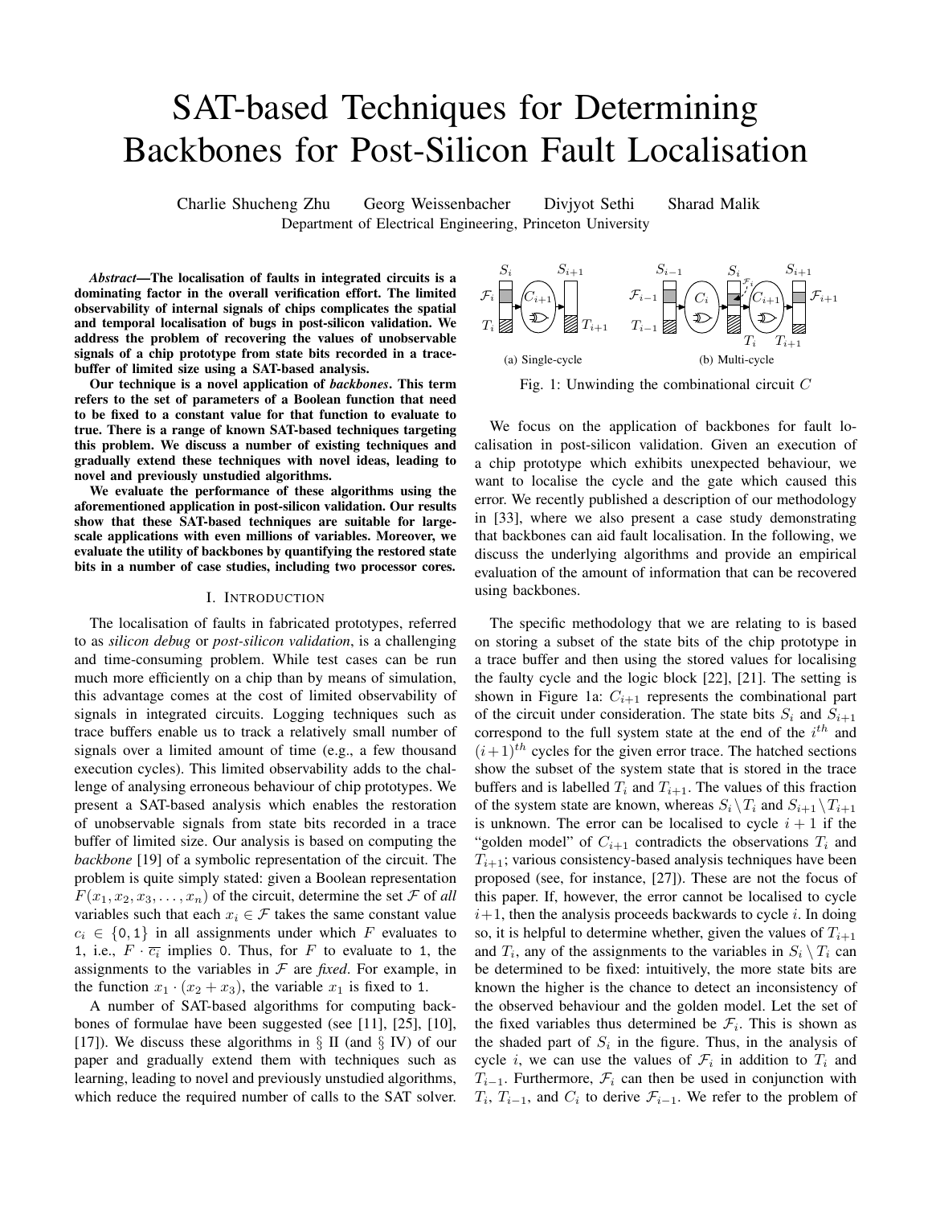# SAT-based Techniques for Determining Backbones for Post-Silicon Fault Localisation

Charlie Shucheng Zhu   Georg Weissenbacher   Divjyot Sethi   Sharad Malik
Department of Electrical Engineering, Princeton University

***Abstract*—The localisation of faults in integrated circuits is a dominating factor in the overall verification effort. The limited observability of internal signals of chips complicates the spatial and temporal localisation of bugs in post-silicon validation. We address the problem of recovering the values of unobservable signals of a chip prototype from state bits recorded in a trace-buffer of limited size using a SAT-based analysis.**

**Our technique is a novel application of *backbones*. This term refers to the set of parameters of a Boolean function that need to be fixed to a constant value for that function to evaluate to true. There is a range of known SAT-based techniques targeting this problem. We discuss a number of existing techniques and gradually extend these techniques with novel ideas, leading to novel and previously unstudied algorithms.**

**We evaluate the performance of these algorithms using the aforementioned application in post-silicon validation. Our results show that these SAT-based techniques are suitable for large-scale applications with even millions of variables. Moreover, we evaluate the utility of backbones by quantifying the restored state bits in a number of case studies, including two processor cores.**

## I. Introduction

The localisation of faults in fabricated prototypes, referred to as *silicon debug* or *post-silicon validation*, is a challenging and time-consuming problem. While test cases can be run much more efficiently on a chip than by means of simulation, this advantage comes at the cost of limited observability of signals in integrated circuits. Logging techniques such as trace buffers enable us to track a relatively small number of signals over a limited amount of time (e.g., a few thousand execution cycles). This limited observability adds to the challenge of analysing erroneous behaviour of chip prototypes. We present a SAT-based analysis which enables the restoration of unobservable signals from state bits recorded in a trace buffer of limited size. Our analysis is based on computing the *backbone* [19] of a symbolic representation of the circuit. The problem is quite simply stated: given a Boolean representation $F(x_1, x_2, x_3, \ldots, x_n)$ of the circuit, determine the set $\mathcal{F}$ of *all* variables such that each $x_i \in \mathcal{F}$ takes the same constant value $c_i \in \{0, 1\}$ in all assignments under which $F$ evaluates to 1, i.e., $F \cdot \overline{c_i}$ implies 0. Thus, for $F$ to evaluate to 1, the assignments to the variables in $\mathcal{F}$ are *fixed*. For example, in the function $x_1 \cdot (x_2 + x_3)$, the variable $x_1$ is fixed to 1.

A number of SAT-based algorithms for computing backbones of formulae have been suggested (see [11], [25], [10], [17]). We discuss these algorithms in § II (and § IV) of our paper and gradually extend them with techniques such as learning, leading to novel and previously unstudied algorithms, which reduce the required number of calls to the SAT solver.

(a) Single-cycle   (b) Multi-cycle

Fig. 1: Unwinding the combinational circuit $C$

We focus on the application of backbones for fault localisation in post-silicon validation. Given an execution of a chip prototype which exhibits unexpected behaviour, we want to localise the cycle and the gate which caused this error. We recently published a description of our methodology in [33], where we also present a case study demonstrating that backbones can aid fault localisation. In the following, we discuss the underlying algorithms and provide an empirical evaluation of the amount of information that can be recovered using backbones.

The specific methodology that we are relating to is based on storing a subset of the state bits of the chip prototype in a trace buffer and then using the stored values for localising the faulty cycle and the logic block [22], [21]. The setting is shown in Figure 1a: $C_{i+1}$ represents the combinational part of the circuit under consideration. The state bits $S_i$ and $S_{i+1}$ correspond to the full system state at the end of the $i^{th}$ and $(i+1)^{th}$ cycles for the given error trace. The hatched sections show the subset of the system state that is stored in the trace buffers and is labelled $T_i$ and $T_{i+1}$. The values of this fraction of the system state are known, whereas $S_i \setminus T_i$ and $S_{i+1} \setminus T_{i+1}$ is unknown. The error can be localised to cycle $i+1$ if the "golden model" of $C_{i+1}$ contradicts the observations $T_i$ and $T_{i+1}$; various consistency-based analysis techniques have been proposed (see, for instance, [27]). These are not the focus of this paper. If, however, the error cannot be localised to cycle $i+1$, then the analysis proceeds backwards to cycle $i$. In doing so, it is helpful to determine whether, given the values of $T_{i+1}$ and $T_i$, any of the assignments to the variables in $S_i \setminus T_i$ can be determined to be fixed: intuitively, the more state bits are known the higher is the chance to detect an inconsistency of the observed behaviour and the golden model. Let the set of the fixed variables thus determined be $\mathcal{F}_i$. This is shown as the shaded part of $S_i$ in the figure. Thus, in the analysis of cycle $i$, we can use the values of $\mathcal{F}_i$ in addition to $T_i$ and $T_{i-1}$. Furthermore, $\mathcal{F}_i$ can then be used in conjunction with $T_i$, $T_{i-1}$, and $C_i$ to derive $\mathcal{F}_{i-1}$. We refer to the problem of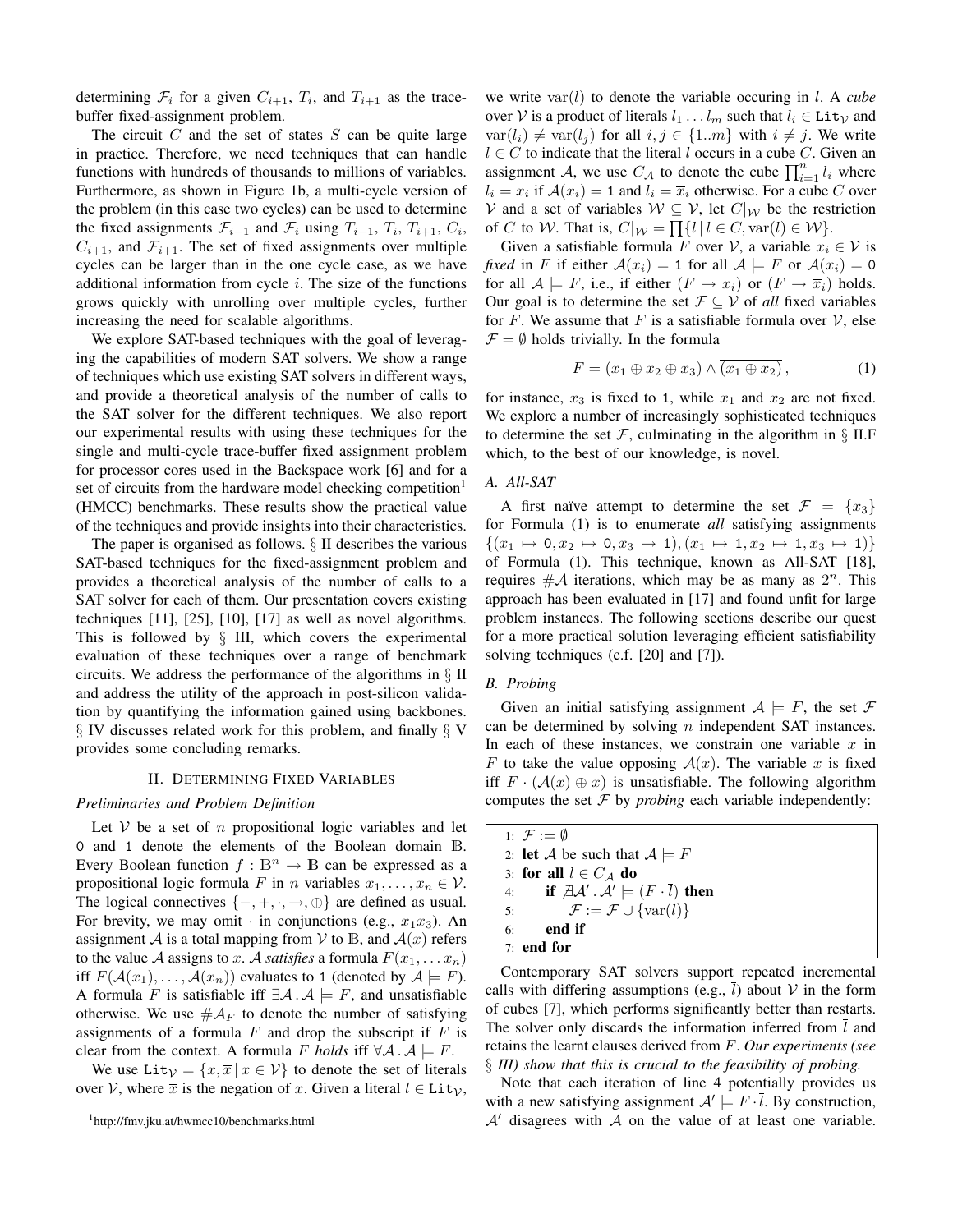determining $\mathcal{F}_i$ for a given $C_{i+1}$, $T_i$, and $T_{i+1}$ as the trace-buffer fixed-assignment problem.

The circuit $C$ and the set of states $S$ can be quite large in practice. Therefore, we need techniques that can handle functions with hundreds of thousands to millions of variables. Furthermore, as shown in Figure 1b, a multi-cycle version of the problem (in this case two cycles) can be used to determine the fixed assignments $\mathcal{F}_{i-1}$ and $\mathcal{F}_i$ using $T_{i-1}$, $T_i$, $T_{i+1}$, $C_i$, $C_{i+1}$, and $\mathcal{F}_{i+1}$. The set of fixed assignments over multiple cycles can be larger than in the one cycle case, as we have additional information from cycle $i$. The size of the functions grows quickly with unrolling over multiple cycles, further increasing the need for scalable algorithms.

We explore SAT-based techniques with the goal of leveraging the capabilities of modern SAT solvers. We show a range of techniques which use existing SAT solvers in different ways, and provide a theoretical analysis of the number of calls to the SAT solver for the different techniques. We also report our experimental results with using these techniques for the single and multi-cycle trace-buffer fixed assignment problem for processor cores used in the Backspace work [6] and for a set of circuits from the hardware model checking competition[1] (HMCC) benchmarks. These results show the practical value of the techniques and provide insights into their characteristics.

The paper is organised as follows. § II describes the various SAT-based techniques for the fixed-assignment problem and provides a theoretical analysis of the number of calls to a SAT solver for each of them. Our presentation covers existing techniques [11], [25], [10], [17] as well as novel algorithms. This is followed by § III, which covers the experimental evaluation of these techniques over a range of benchmark circuits. We address the performance of the algorithms in § II and address the utility of the approach in post-silicon validation by quantifying the information gained using backbones. § IV discusses related work for this problem, and finally § V provides some concluding remarks.

[1]http://fmv.jku.at/hwmcc10/benchmarks.html

## II. Determining Fixed Variables

### Preliminaries and Problem Definition

Let $\mathcal{V}$ be a set of $n$ propositional logic variables and let 0 and 1 denote the elements of the Boolean domain $\mathbb{B}$. Every Boolean function $f : \mathbb{B}^n \to \mathbb{B}$ can be expressed as a propositional logic formula $F$ in $n$ variables $x_1, \ldots, x_n \in \mathcal{V}$. The logical connectives $\{-, +, \cdot, \rightarrow, \oplus\}$ are defined as usual. For brevity, we may omit $\cdot$ in conjunctions (e.g., $x_1\overline{x}_3$). An assignment $\mathcal{A}$ is a total mapping from $\mathcal{V}$ to $\mathbb{B}$, and $\mathcal{A}(x)$ refers to the value $\mathcal{A}$ assigns to $x$. $\mathcal{A}$ *satisfies* a formula $F(x_1, \ldots x_n)$ iff $F(\mathcal{A}(x_1), \ldots, \mathcal{A}(x_n))$ evaluates to 1 (denoted by $\mathcal{A} \models F$). A formula $F$ is satisfiable iff $\exists \mathcal{A} \,.\, \mathcal{A} \models F$, and unsatisfiable otherwise. We use $\#\mathcal{A}_F$ to denote the number of satisfying assignments of a formula $F$ and drop the subscript if $F$ is clear from the context. A formula $F$ *holds* iff $\forall \mathcal{A} \,.\, \mathcal{A} \models F$.

We use $\mathtt{Lit}_{\mathcal{V}} = \{x, \overline{x} \,|\, x \in \mathcal{V}\}$ to denote the set of literals over $\mathcal{V}$, where $\overline{x}$ is the negation of $x$. Given a literal $l \in \mathtt{Lit}_{\mathcal{V}}$, we write $\mathrm{var}(l)$ to denote the variable occuring in $l$. A *cube* over $\mathcal{V}$ is a product of literals $l_1 \ldots l_m$ such that $l_i \in \mathtt{Lit}_{\mathcal{V}}$ and $\mathrm{var}(l_i) \neq \mathrm{var}(l_j)$ for all $i, j \in \{1..m\}$ with $i \neq j$. We write $l \in C$ to indicate that the literal $l$ occurs in a cube $C$. Given an assignment $\mathcal{A}$, we use $C_{\mathcal{A}}$ to denote the cube $\prod_{i=1}^{n} l_i$ where $l_i = x_i$ if $\mathcal{A}(x_i) = 1$ and $l_i = \overline{x}_i$ otherwise. For a cube $C$ over $\mathcal{V}$ and a set of variables $\mathcal{W} \subseteq \mathcal{V}$, let $C|_{\mathcal{W}}$ be the restriction of $C$ to $\mathcal{W}$. That is, $C|_{\mathcal{W}} = \prod\{l \,|\, l \in C, \mathrm{var}(l) \in \mathcal{W}\}$.

Given a satisfiable formula $F$ over $\mathcal{V}$, a variable $x_i \in \mathcal{V}$ is *fixed* in $F$ if either $\mathcal{A}(x_i) = 1$ for all $\mathcal{A} \models F$ or $\mathcal{A}(x_i) = 0$ for all $\mathcal{A} \models F$, i.e., if either $(F \rightarrow x_i)$ or $(F \rightarrow \overline{x}_i)$ holds. Our goal is to determine the set $\mathcal{F} \subseteq \mathcal{V}$ of *all* fixed variables for $F$. We assume that $F$ is a satisfiable formula over $\mathcal{V}$, else $\mathcal{F} = \emptyset$ holds trivially. In the formula

$$F = (x_1 \oplus x_2 \oplus x_3) \wedge \overline{(x_1 \oplus x_2)}\,, \qquad (1)$$

for instance, $x_3$ is fixed to 1, while $x_1$ and $x_2$ are not fixed. We explore a number of increasingly sophisticated techniques to determine the set $\mathcal{F}$, culminating in the algorithm in § II.F which, to the best of our knowledge, is novel.

### A. All-SAT

A first naïve attempt to determine the set $\mathcal{F} = \{x_3\}$ for Formula (1) is to enumerate *all* satisfying assignments $\{(x_1 \mapsto 0, x_2 \mapsto 0, x_3 \mapsto 1), (x_1 \mapsto 1, x_2 \mapsto 1, x_3 \mapsto 1)\}$ of Formula (1). This technique, known as All-SAT [18], requires $\#\mathcal{A}$ iterations, which may be as many as $2^n$. This approach has been evaluated in [17] and found unfit for large problem instances. The following sections describe our quest for a more practical solution leveraging efficient satisfiability solving techniques (c.f. [20] and [7]).

### B. Probing

Given an initial satisfying assignment $\mathcal{A} \models F$, the set $\mathcal{F}$ can be determined by solving $n$ independent SAT instances. In each of these instances, we constrain one variable $x$ in $F$ to take the value opposing $\mathcal{A}(x)$. The variable $x$ is fixed iff $F \cdot (\mathcal{A}(x) \oplus x)$ is unsatisfiable. The following algorithm computes the set $\mathcal{F}$ by *probing* each variable independently:

```
1: F := ∅
2: let A be such that A ⊨ F
3: for all l ∈ C_A do
4:     if ∄A′ . A′ ⊨ (F · l̄) then
5:         F := F ∪ {var(l)}
6:     end if
7: end for
```

Contemporary SAT solvers support repeated incremental calls with differing assumptions (e.g., $\overline{l}$) about $\mathcal{V}$ in the form of cubes [7], which performs significantly better than restarts. The solver only discards the information inferred from $\overline{l}$ and retains the learnt clauses derived from $F$. *Our experiments (see § III) show that this is crucial to the feasibility of probing.*

Note that each iteration of line 4 potentially provides us with a new satisfying assignment $\mathcal{A}' \models F \cdot \overline{l}$. By construction, $\mathcal{A}'$ disagrees with $\mathcal{A}$ on the value of at least one variable.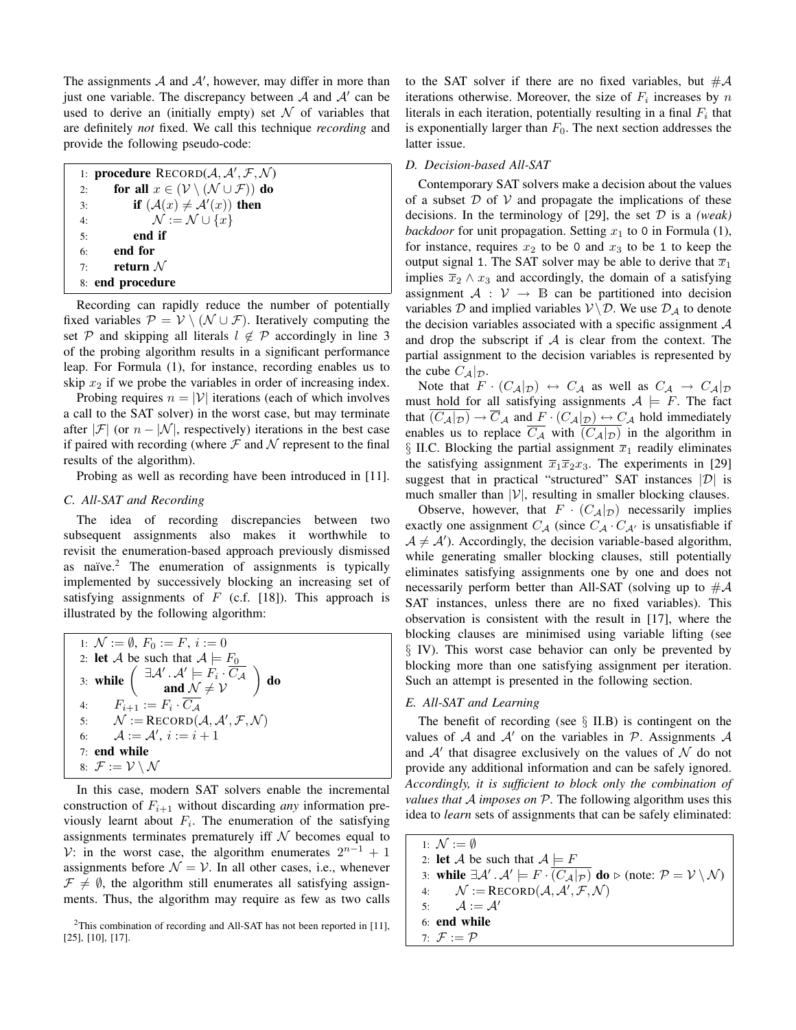The assignments $\mathcal{A}$ and $\mathcal{A}'$, however, may differ in more than just one variable. The discrepancy between $\mathcal{A}$ and $\mathcal{A}'$ can be used to derive an (initially empty) set $\mathcal{N}$ of variables that are definitely *not* fixed. We call this technique *recording* and provide the following pseudo-code:

```
1: procedure RECORD(A, A', F, N)
2:     for all x ∈ (V \ (N ∪ F)) do
3:         if (A(x) ≠ A'(x)) then
4:             N := N ∪ {x}
5:         end if
6:     end for
7:     return N
8: end procedure
```

Recording can rapidly reduce the number of potentially fixed variables $\mathcal{P} = \mathcal{V} \setminus (\mathcal{N} \cup \mathcal{F})$. Iteratively computing the set $\mathcal{P}$ and skipping all literals $l \notin \mathcal{P}$ accordingly in line 3 of the probing algorithm results in a significant performance leap. For Formula (1), for instance, recording enables us to skip $x_2$ if we probe the variables in order of increasing index.

Probing requires $n = |\mathcal{V}|$ iterations (each of which involves a call to the SAT solver) in the worst case, but may terminate after $|\mathcal{F}|$ (or $n - |\mathcal{N}|$, respectively) iterations in the best case if paired with recording (where $\mathcal{F}$ and $\mathcal{N}$ represent to the final results of the algorithm).

Probing as well as recording have been introduced in [11].

### C. All-SAT and Recording

The idea of recording discrepancies between two subsequent assignments also makes it worthwhile to revisit the enumeration-based approach previously dismissed as naïve.[2] The enumeration of assignments is typically implemented by successively blocking an increasing set of satisfying assignments of $F$ (c.f. [18]). This approach is illustrated by the following algorithm:

```
1: N := ∅, F_0 := F, i := 0
2: let A be such that A ⊨ F_0
3: while ( ∃A'. A' ⊨ F_i · ¬C_A  and N ≠ V ) do
4:     F_{i+1} := F_i · ¬C_A
5:     N := RECORD(A, A', F, N)
6:     A := A', i := i + 1
7: end while
8: F := V \ N
```

In this case, modern SAT solvers enable the incremental construction of $F_{i+1}$ without discarding *any* information previously learnt about $F_i$. The enumeration of the satisfying assignments terminates prematurely iff $\mathcal{N}$ becomes equal to $\mathcal{V}$: in the worst case, the algorithm enumerates $2^{n-1} + 1$ assignments before $\mathcal{N} = \mathcal{V}$. In all other cases, i.e., whenever $\mathcal{F} \neq \emptyset$, the algorithm still enumerates all satisfying assignments. Thus, the algorithm may require as few as two calls to the SAT solver if there are no fixed variables, but $\#\mathcal{A}$ iterations otherwise. Moreover, the size of $F_i$ increases by $n$ literals in each iteration, potentially resulting in a final $F_i$ that is exponentially larger than $F_0$. The next section addresses the latter issue.

### D. Decision-based All-SAT

Contemporary SAT solvers make a decision about the values of a subset $\mathcal{D}$ of $\mathcal{V}$ and propagate the implications of these decisions. In the terminology of [29], the set $\mathcal{D}$ is a *(weak) backdoor* for unit propagation. Setting $x_1$ to 0 in Formula (1), for instance, requires $x_2$ to be 0 and $x_3$ to be 1 to keep the output signal 1. The SAT solver may be able to derive that $\overline{x}_1$ implies $\overline{x}_2 \wedge x_3$ and accordingly, the domain of a satisfying assignment $\mathcal{A} : \mathcal{V} \to \mathbb{B}$ can be partitioned into decision variables $\mathcal{D}$ and implied variables $\mathcal{V} \setminus \mathcal{D}$. We use $\mathcal{D}_\mathcal{A}$ to denote the decision variables associated with a specific assignment $\mathcal{A}$ and drop the subscript if $\mathcal{A}$ is clear from the context. The partial assignment to the decision variables is represented by the cube $C_\mathcal{A}|_\mathcal{D}$.

Note that $F \cdot (C_\mathcal{A}|_\mathcal{D}) \leftrightarrow C_\mathcal{A}$ as well as $C_\mathcal{A} \to C_\mathcal{A}|_\mathcal{D}$ must hold for all satisfying assignments $\mathcal{A} \models F$. The fact that $\overline{(C_\mathcal{A}|_\mathcal{D})} \to \overline{C}_\mathcal{A}$ and $F \cdot (C_\mathcal{A}|_\mathcal{D}) \leftrightarrow C_\mathcal{A}$ hold immediately enables us to replace $\overline{C_\mathcal{A}}$ with $\overline{(C_\mathcal{A}|_\mathcal{D})}$ in the algorithm in § II.C. Blocking the partial assignment $\overline{x}_1$ readily eliminates the satisfying assignment $\overline{x}_1\overline{x}_2x_3$. The experiments in [29] suggest that in practical "structured" SAT instances $|\mathcal{D}|$ is much smaller than $|\mathcal{V}|$, resulting in smaller blocking clauses.

Observe, however, that $F \cdot (C_\mathcal{A}|_\mathcal{D})$ necessarily implies exactly one assignment $C_\mathcal{A}$ (since $C_\mathcal{A} \cdot C_{\mathcal{A}'}$ is unsatisfiable if $\mathcal{A} \neq \mathcal{A}'$). Accordingly, the decision variable-based algorithm, while generating smaller blocking clauses, still potentially eliminates satisfying assignments one by one and does not necessarily perform better than All-SAT (solving up to $\#\mathcal{A}$ SAT instances, unless there are no fixed variables). This observation is consistent with the result in [17], where the blocking clauses are minimised using variable lifting (see § IV). This worst case behavior can only be prevented by blocking more than one satisfying assignment per iteration. Such an attempt is presented in the following section.

### E. All-SAT and Learning

The benefit of recording (see § II.B) is contingent on the values of $\mathcal{A}$ and $\mathcal{A}'$ on the variables in $\mathcal{P}$. Assignments $\mathcal{A}$ and $\mathcal{A}'$ that disagree exclusively on the values of $\mathcal{N}$ do not provide any additional information and can be safely ignored. *Accordingly, it is sufficient to block only the combination of values that $\mathcal{A}$ imposes on $\mathcal{P}$.* The following algorithm uses this idea to *learn* sets of assignments that can be safely eliminated:

```
1: N := ∅
2: let A be such that A ⊨ F
3: while ∃A'. A' ⊨ F · ¬(C_A|_P) do   ▷ (note: P = V \ N)
4:     N := RECORD(A, A', F, N)
5:     A := A'
6: end while
7: F := P
```

[2] This combination of recording and All-SAT has not been reported in [11], [25], [10], [17].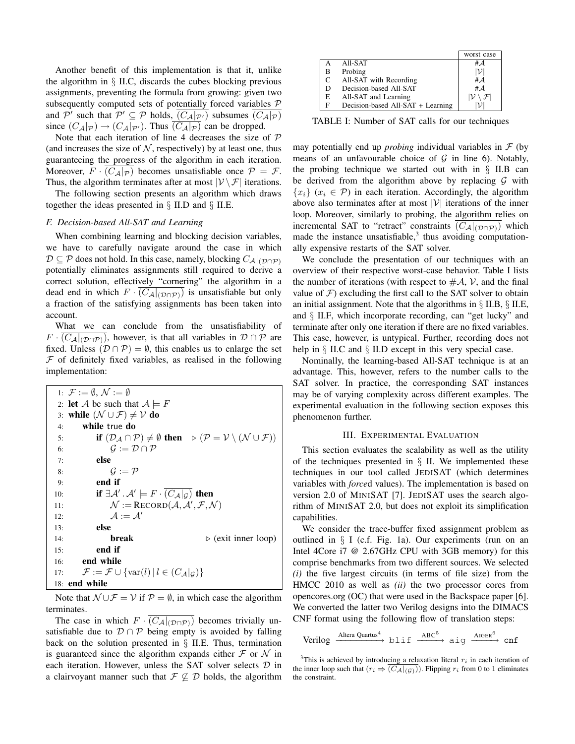Another benefit of this implementation is that it, unlike the algorithm in § II.C, discards the cubes blocking previous assignments, preventing the formula from growing: given two subsequently computed sets of potentially forced variables $\mathcal{P}$ and $\mathcal{P}'$ such that $\mathcal{P}' \subseteq \mathcal{P}$ holds, $\overline{(C_\mathcal{A}|_{\mathcal{P}'})}$ subsumes $\overline{(C_\mathcal{A}|_\mathcal{P})}$ since $(C_\mathcal{A}|_\mathcal{P}) \rightarrow (C_\mathcal{A}|_{\mathcal{P}'})$. Thus $\overline{(C_\mathcal{A}|_\mathcal{P})}$ can be dropped.

Note that each iteration of line 4 decreases the size of $\mathcal{P}$ (and increases the size of $\mathcal{N}$, respectively) by at least one, thus guaranteeing the progress of the algorithm in each iteration. Moreover, $F \cdot \overline{(C_\mathcal{A}|_\mathcal{P})}$ becomes unsatisfiable once $\mathcal{P} = \mathcal{F}$. Thus, the algorithm terminates after at most $|\mathcal{V} \setminus \mathcal{F}|$ iterations.

The following section presents an algorithm which draws together the ideas presented in § II.D and § II.E.

### F. Decision-based All-SAT and Learning

When combining learning and blocking decision variables, we have to carefully navigate around the case in which $\mathcal{D} \subseteq \mathcal{P}$ does not hold. In this case, namely, blocking $C_\mathcal{A}|_{(\mathcal{D}\cap\mathcal{P})}$ potentially eliminates assignments still required to derive a correct solution, effectively "cornering" the algorithm in a dead end in which $F \cdot \overline{(C_\mathcal{A}|_{(\mathcal{D}\cap\mathcal{P})})}$ is unsatisfiable but only a fraction of the satisfying assignments has been taken into account.

What we can conclude from the unsatisfiability of $F \cdot \overline{(C_\mathcal{A}|_{(\mathcal{D}\cap\mathcal{P})})}$, however, is that all variables in $\mathcal{D} \cap \mathcal{P}$ are fixed. Unless $(\mathcal{D} \cap \mathcal{P}) = \emptyset$, this enables us to enlarge the set $\mathcal{F}$ of definitely fixed variables, as realised in the following implementation:

```
 1: F := ∅, N := ∅
 2: let A be such that A ⊨ F
 3: while (N ∪ F) ≠ V do
 4:     while true do
 5:         if (D_A ∩ P) ≠ ∅ then    ▷ (P = V \ (N ∪ F))
 6:             G := D ∩ P
 7:         else
 8:             G := P
 9:         end if
10:         if ∃A'. A' ⊨ F · ¬(C_A|_G) then
11:             N := RECORD(A, A', F, N)
12:             A := A'
13:         else
14:             break                    ▷ (exit inner loop)
15:         end if
16:     end while
17:     F := F ∪ {var(l) | l ∈ (C_A|_G)}
18: end while
```

Note that $\mathcal{N} \cup \mathcal{F} = \mathcal{V}$ if $\mathcal{P} = \emptyset$, in which case the algorithm terminates.

The case in which $F \cdot \overline{(C_\mathcal{A}|_{(\mathcal{D}\cap\mathcal{P})})}$ becomes trivially unsatisfiable due to $\mathcal{D} \cap \mathcal{P}$ being empty is avoided by falling back on the solution presented in § II.E. Thus, termination is guaranteed since the algorithm expands either $\mathcal{F}$ or $\mathcal{N}$ in each iteration. However, unless the SAT solver selects $\mathcal{D}$ in a clairvoyant manner such that $\mathcal{F} \not\subseteq \mathcal{D}$ holds, the algorithm may potentially end up *probing* individual variables in $\mathcal{F}$ (by means of an unfavourable choice of $\mathcal{G}$ in line 6). Notably, the probing technique we started out with in § II.B can be derived from the algorithm above by replacing $\mathcal{G}$ with $\{x_i\}$ ($x_i \in \mathcal{P}$) in each iteration. Accordingly, the algorithm above also terminates after at most $|\mathcal{V}|$ iterations of the inner loop. Moreover, similarly to probing, the algorithm relies on incremental SAT to "retract" constraints $\overline{(C_\mathcal{A}|_{(\mathcal{D}\cap\mathcal{P})})}$ which made the instance unsatisfiable,[3] thus avoiding computationally expensive restarts of the SAT solver.

|   |   | worst case |
|---|---|---|
| A | All-SAT | $\#\mathcal{A}$ |
| B | Probing | $\|\mathcal{V}\|$ |
| C | All-SAT with Recording | $\#\mathcal{A}$ |
| D | Decision-based All-SAT | $\#\mathcal{A}$ |
| E | All-SAT and Learning | $\|\mathcal{V} \setminus \mathcal{F}\|$ |
| F | Decision-based All-SAT + Learning | $\|\mathcal{V}\|$ |

TABLE I: Number of SAT calls for our techniques

We conclude the presentation of our techniques with an overview of their respective worst-case behavior. Table I lists the number of iterations (with respect to $\#\mathcal{A}$, $\mathcal{V}$, and the final value of $\mathcal{F}$) excluding the first call to the SAT solver to obtain an initial assignment. Note that the algorithms in § II.B, § II.E, and § II.F, which incorporate recording, can "get lucky" and terminate after only one iteration if there are no fixed variables. This case, however, is untypical. Further, recording does not help in § II.C and § II.D except in this very special case.

Nominally, the learning-based All-SAT technique is at an advantage. This, however, refers to the number calls to the SAT solver. In practice, the corresponding SAT instances may be of varying complexity across different examples. The experimental evaluation in the following section exposes this phenomenon further.

## III. Experimental Evaluation

This section evaluates the scalability as well as the utility of the techniques presented in § II. We implemented these techniques in our tool called JEDISAT (which determines variables with *force*d values). The implementation is based on version 2.0 of MINISAT [7]. JEDISAT uses the search algorithm of MINISAT 2.0, but does not exploit its simplification capabilities.

We consider the trace-buffer fixed assignment problem as outlined in § I (c.f. Fig. 1a). Our experiments (run on an Intel 4Core i7 @ 2.67GHz CPU with 3GB memory) for this comprise benchmarks from two different sources. We selected *(i)* the five largest circuits (in terms of file size) from the HMCC 2010 as well as *(ii)* the two processor cores from opencores.org (OC) that were used in the Backspace paper [6]. We converted the latter two Verilog designs into the DIMACS CNF format using the following flow of translation steps:

$$\text{Verilog} \xrightarrow{\text{Altera Quartus}^4} \texttt{blif} \xrightarrow{\text{ABC}^5} \texttt{aig} \xrightarrow{\text{AIGER}^6} \texttt{cnf}$$

[3] This is achieved by introducing a relaxation literal $r_i$ in each iteration of the inner loop such that $(r_i \Rightarrow \overline{(C_\mathcal{A}|_{(\mathcal{G})})})$. Flipping $r_i$ from 0 to 1 eliminates the constraint.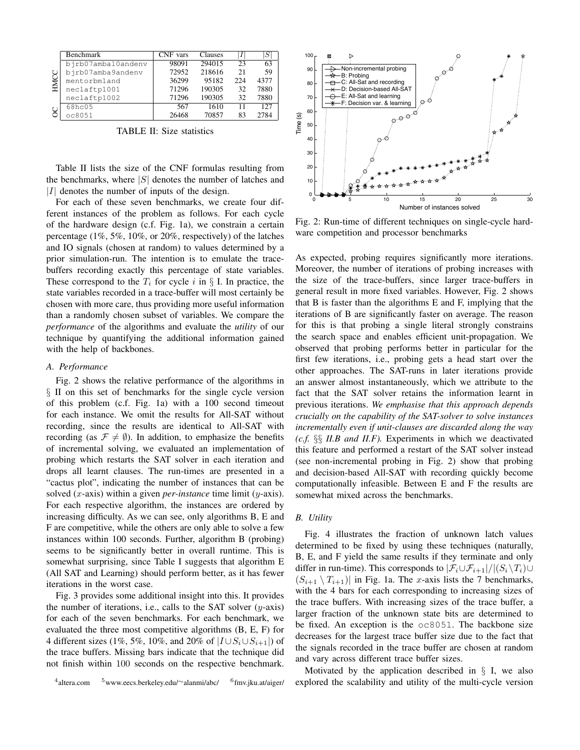| | Benchmark | CNF vars | Clauses | $\|I\|$ | $\|S\|$ |
|---|---|---|---|---|---|
| HMCC | bjrb07amba10andenv | 98091 | 294015 | 23 | 63 |
| | bjrb07amba9andenv | 72952 | 218616 | 21 | 59 |
| | mentorbm1and | 36299 | 95182 | 224 | 4377 |
| | neclaftp1001 | 71296 | 190305 | 32 | 7880 |
| | neclaftp1002 | 71296 | 190305 | 32 | 7880 |
| OC | 68hc05 | 567 | 1610 | 11 | 127 |
| | oc8051 | 26468 | 70857 | 83 | 2784 |

TABLE II: Size statistics

Table II lists the size of the CNF formulas resulting from the benchmarks, where $|S|$ denotes the number of latches and $|I|$ denotes the number of inputs of the design.

For each of these seven benchmarks, we create four different instances of the problem as follows. For each cycle of the hardware design (c.f. Fig. 1a), we constrain a certain percentage (1%, 5%, 10%, or 20%, respectively) of the latches and IO signals (chosen at random) to values determined by a prior simulation-run. The intention is to emulate the trace-buffers recording exactly this percentage of state variables. These correspond to the $T_i$ for cycle $i$ in § I. In practice, the state variables recorded in a trace-buffer will most certainly be chosen with more care, thus providing more useful information than a randomly chosen subset of variables. We compare the *performance* of the algorithms and evaluate the *utility* of our technique by quantifying the additional information gained with the help of backbones.

### A. Performance

Fig. 2 shows the relative performance of the algorithms in § II on this set of benchmarks for the single cycle version of this problem (c.f. Fig. 1a) with a 100 second timeout for each instance. We omit the results for All-SAT without recording, since the results are identical to All-SAT with recording (as $\mathcal{F} \neq \emptyset$). In addition, to emphasize the benefits of incremental solving, we evaluated an implementation of probing which restarts the SAT solver in each iteration and drops all learnt clauses. The run-times are presented in a "cactus plot", indicating the number of instances that can be solved ($x$-axis) within a given *per-instance* time limit ($y$-axis). For each respective algorithm, the instances are ordered by increasing difficulty. As we can see, only algorithms B, E and F are competitive, while the others are only able to solve a few instances within 100 seconds. Further, algorithm B (probing) seems to be significantly better in overall runtime. This is somewhat surprising, since Table I suggests that algorithm E (All SAT and Learning) should perform better, as it has fewer iterations in the worst case.

Fig. 3 provides some additional insight into this. It provides the number of iterations, i.e., calls to the SAT solver ($y$-axis) for each of the seven benchmarks. For each benchmark, we evaluated the three most competitive algorithms (B, E, F) for 4 different sizes (1%, 5%, 10%, and 20% of $|I \cup S_i \cup S_{i+1}|$) of the trace buffers. Missing bars indicate that the technique did not finish within 100 seconds on the respective benchmark.

[4]altera.com [5]www.eecs.berkeley.edu/~alanmi/abc/ [6]fmv.jku.at/aiger/

Fig. 2: Run-time of different techniques on single-cycle hardware competition and processor benchmarks

As expected, probing requires significantly more iterations. Moreover, the number of iterations of probing increases with the size of the trace-buffers, since larger trace-buffers in general result in more fixed variables. However, Fig. 2 shows that B is faster than the algorithms E and F, implying that the iterations of B are significantly faster on average. The reason for this is that probing a single literal strongly constrains the search space and enables efficient unit-propagation. We observed that probing performs better in particular for the first few iterations, i.e., probing gets a head start over the other approaches. The SAT-runs in later iterations provide an answer almost instantaneously, which we attribute to the fact that the SAT solver retains the information learnt in previous iterations. *We emphasise that this approach depends crucially on the capability of the SAT-solver to solve instances incrementally even if unit-clauses are discarded along the way (c.f. §§ II.B and II.F).* Experiments in which we deactivated this feature and performed a restart of the SAT solver instead (see non-incremental probing in Fig. 2) show that probing and decision-based All-SAT with recording quickly become computationally infeasible. Between E and F the results are somewhat mixed across the benchmarks.

### B. Utility

Fig. 4 illustrates the fraction of unknown latch values determined to be fixed by using these techniques (naturally, B, E, and F yield the same results if they terminate and only differ in run-time). This corresponds to $|\mathcal{F}_i \cup \mathcal{F}_{i+1}|/|(S_i \setminus T_i) \cup (S_{i+1} \setminus T_{i+1})|$ in Fig. 1a. The $x$-axis lists the 7 benchmarks, with the 4 bars for each corresponding to increasing sizes of the trace buffers. With increasing sizes of the trace buffer, a larger fraction of the unknown state bits are determined to be fixed. An exception is the oc8051. The backbone size decreases for the largest trace buffer size due to the fact that the signals recorded in the trace buffer are chosen at random and vary across different trace buffer sizes.

Motivated by the application described in § I, we also explored the scalability and utility of the multi-cycle version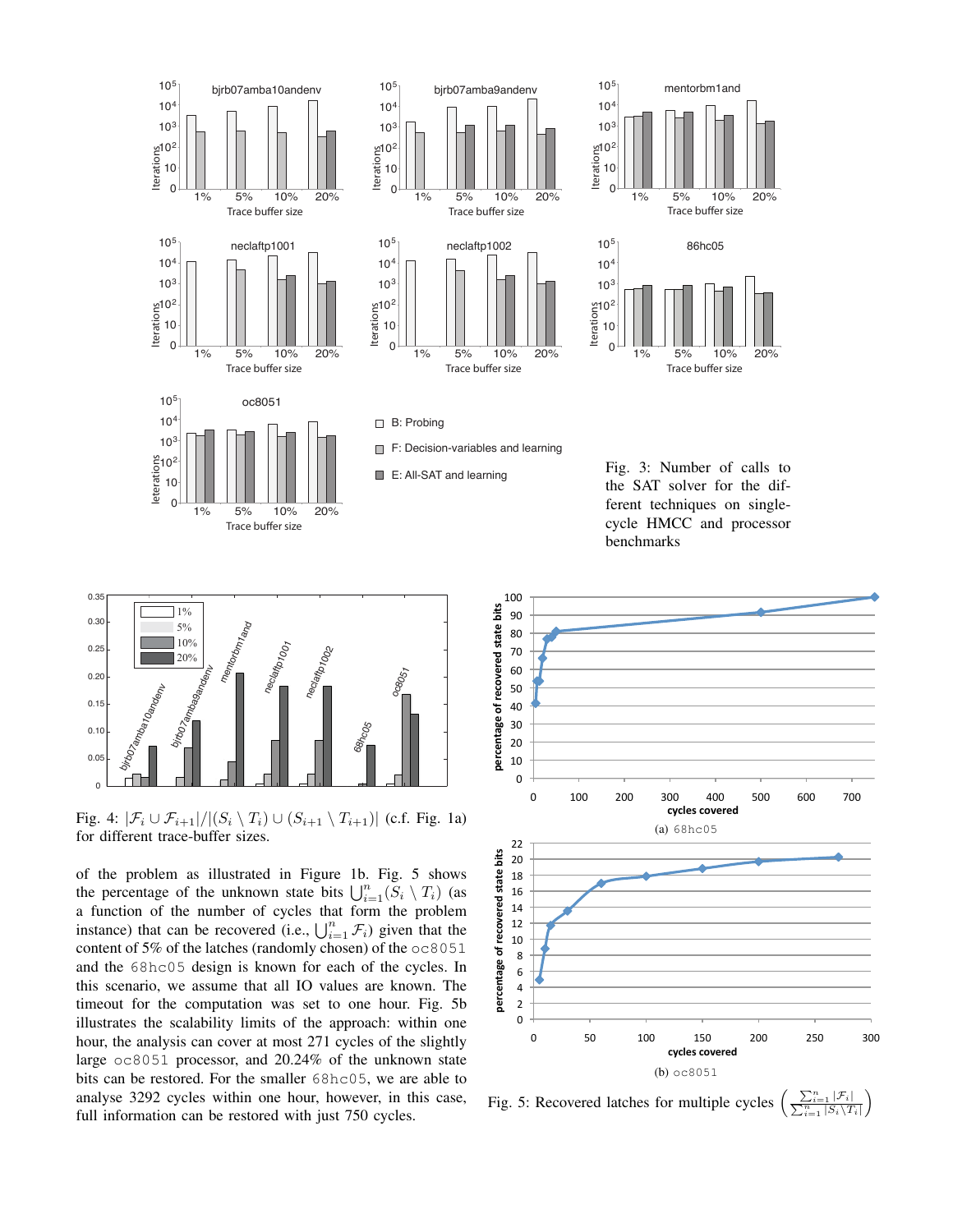Fig. 3: Number of calls to the SAT solver for the different techniques on single-cycle HMCC and processor benchmarks

Fig. 4: $|\mathcal{F}_i \cup \mathcal{F}_{i+1}|/|(S_i \setminus T_i) \cup (S_{i+1} \setminus T_{i+1})|$ (c.f. Fig. 1a) for different trace-buffer sizes.

of the problem as illustrated in Figure 1b. Fig. 5 shows the percentage of the unknown state bits $\bigcup_{i=1}^{n}(S_i \setminus T_i)$ (as a function of the number of cycles that form the problem instance) that can be recovered (i.e., $\bigcup_{i=1}^{n} \mathcal{F}_i$) given that the content of 5% of the latches (randomly chosen) of the `oc8051` and the `68hc05` design is known for each of the cycles. In this scenario, we assume that all IO values are known. The timeout for the computation was set to one hour. Fig. 5b illustrates the scalability limits of the approach: within one hour, the analysis can cover at most 271 cycles of the slightly large `oc8051` processor, and 20.24% of the unknown state bits can be restored. For the smaller `68hc05`, we are able to analyse 3292 cycles within one hour, however, in this case, full information can be restored with just 750 cycles.

(a) `68hc05`

(b) `oc8051`

Fig. 5: Recovered latches for multiple cycles $\left(\frac{\sum_{i=1}^{n}|\mathcal{F}_i|}{\sum_{i=1}^{n}|S_i \setminus T_i|}\right)$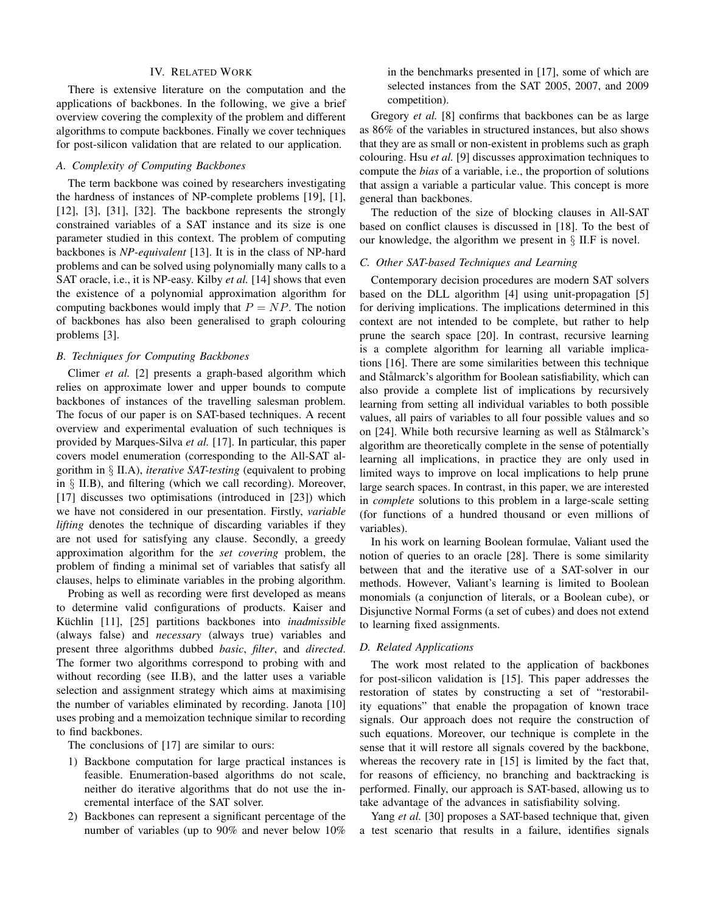## IV. Related Work

There is extensive literature on the computation and the applications of backbones. In the following, we give a brief overview covering the complexity of the problem and different algorithms to compute backbones. Finally we cover techniques for post-silicon validation that are related to our application.

### A. Complexity of Computing Backbones

The term backbone was coined by researchers investigating the hardness of instances of NP-complete problems [19], [1], [12], [3], [31], [32]. The backbone represents the strongly constrained variables of a SAT instance and its size is one parameter studied in this context. The problem of computing backbones is *NP-equivalent* [13]. It is in the class of NP-hard problems and can be solved using polynomially many calls to a SAT oracle, i.e., it is NP-easy. Kilby *et al.* [14] shows that even the existence of a polynomial approximation algorithm for computing backbones would imply that $P = NP$. The notion of backbones has also been generalised to graph colouring problems [3].

### B. Techniques for Computing Backbones

Climer *et al.* [2] presents a graph-based algorithm which relies on approximate lower and upper bounds to compute backbones of instances of the travelling salesman problem. The focus of our paper is on SAT-based techniques. A recent overview and experimental evaluation of such techniques is provided by Marques-Silva *et al.* [17]. In particular, this paper covers model enumeration (corresponding to the All-SAT algorithm in § II.A), *iterative SAT-testing* (equivalent to probing in § II.B), and filtering (which we call recording). Moreover, [17] discusses two optimisations (introduced in [23]) which we have not considered in our presentation. Firstly, *variable lifting* denotes the technique of discarding variables if they are not used for satisfying any clause. Secondly, a greedy approximation algorithm for the *set covering* problem, the problem of finding a minimal set of variables that satisfy all clauses, helps to eliminate variables in the probing algorithm.

Probing as well as recording were first developed as means to determine valid configurations of products. Kaiser and Küchlin [11], [25] partitions backbones into *inadmissible* (always false) and *necessary* (always true) variables and present three algorithms dubbed *basic*, *filter*, and *directed*. The former two algorithms correspond to probing with and without recording (see II.B), and the latter uses a variable selection and assignment strategy which aims at maximising the number of variables eliminated by recording. Janota [10] uses probing and a memoization technique similar to recording to find backbones.

The conclusions of [17] are similar to ours:

1) Backbone computation for large practical instances is feasible. Enumeration-based algorithms do not scale, neither do iterative algorithms that do not use the incremental interface of the SAT solver.
2) Backbones can represent a significant percentage of the number of variables (up to 90% and never below 10% in the benchmarks presented in [17], some of which are selected instances from the SAT 2005, 2007, and 2009 competition).

Gregory *et al.* [8] confirms that backbones can be as large as 86% of the variables in structured instances, but also shows that they are as small or non-existent in problems such as graph colouring. Hsu *et al.* [9] discusses approximation techniques to compute the *bias* of a variable, i.e., the proportion of solutions that assign a variable a particular value. This concept is more general than backbones.

The reduction of the size of blocking clauses in All-SAT based on conflict clauses is discussed in [18]. To the best of our knowledge, the algorithm we present in § II.F is novel.

### C. Other SAT-based Techniques and Learning

Contemporary decision procedures are modern SAT solvers based on the DLL algorithm [4] using unit-propagation [5] for deriving implications. The implications determined in this context are not intended to be complete, but rather to help prune the search space [20]. In contrast, recursive learning is a complete algorithm for learning all variable implications [16]. There are some similarities between this technique and Stålmarck's algorithm for Boolean satisfiability, which can also provide a complete list of implications by recursively learning from setting all individual variables to both possible values, all pairs of variables to all four possible values and so on [24]. While both recursive learning as well as Stålmarck's algorithm are theoretically complete in the sense of potentially learning all implications, in practice they are only used in limited ways to improve on local implications to help prune large search spaces. In contrast, in this paper, we are interested in *complete* solutions to this problem in a large-scale setting (for functions of a hundred thousand or even millions of variables).

In his work on learning Boolean formulae, Valiant used the notion of queries to an oracle [28]. There is some similarity between that and the iterative use of a SAT-solver in our methods. However, Valiant's learning is limited to Boolean monomials (a conjunction of literals, or a Boolean cube), or Disjunctive Normal Forms (a set of cubes) and does not extend to learning fixed assignments.

### D. Related Applications

The work most related to the application of backbones for post-silicon validation is [15]. This paper addresses the restoration of states by constructing a set of "restorability equations" that enable the propagation of known trace signals. Our approach does not require the construction of such equations. Moreover, our technique is complete in the sense that it will restore all signals covered by the backbone, whereas the recovery rate in [15] is limited by the fact that, for reasons of efficiency, no branching and backtracking is performed. Finally, our approach is SAT-based, allowing us to take advantage of the advances in satisfiability solving.

Yang *et al.* [30] proposes a SAT-based technique that, given a test scenario that results in a failure, identifies signals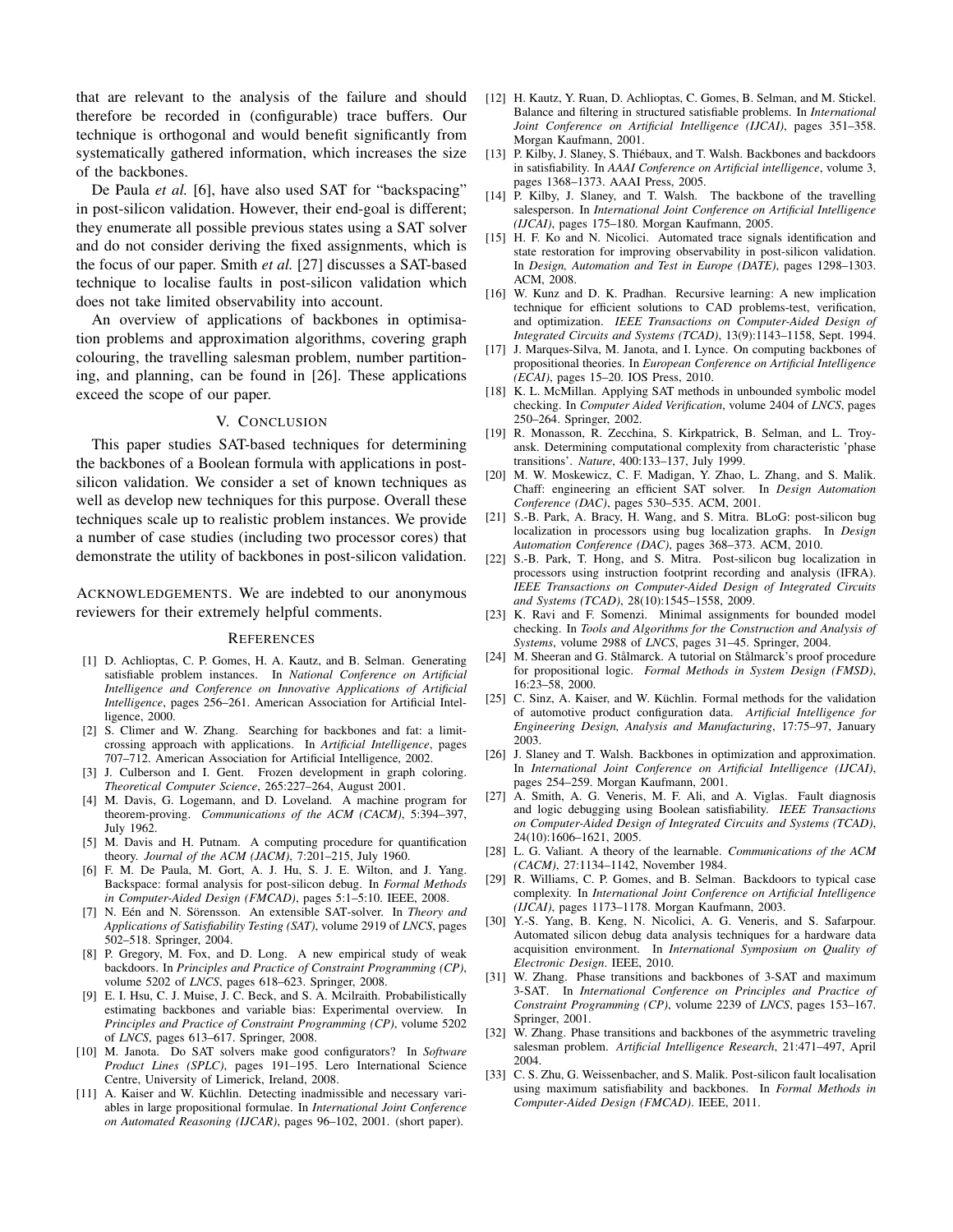that are relevant to the analysis of the failure and should therefore be recorded in (configurable) trace buffers. Our technique is orthogonal and would benefit significantly from systematically gathered information, which increases the size of the backbones.

De Paula *et al.* [6], have also used SAT for "backspacing" in post-silicon validation. However, their end-goal is different; they enumerate all possible previous states using a SAT solver and do not consider deriving the fixed assignments, which is the focus of our paper. Smith *et al.* [27] discusses a SAT-based technique to localise faults in post-silicon validation which does not take limited observability into account.

An overview of applications of backbones in optimisation problems and approximation algorithms, covering graph colouring, the travelling salesman problem, number partitioning, and planning, can be found in [26]. These applications exceed the scope of our paper.

## V. Conclusion

This paper studies SAT-based techniques for determining the backbones of a Boolean formula with applications in post-silicon validation. We consider a set of known techniques as well as develop new techniques for this purpose. Overall these techniques scale up to realistic problem instances. We provide a number of case studies (including two processor cores) that demonstrate the utility of backbones in post-silicon validation.

Acknowledgements. We are indebted to our anonymous reviewers for their extremely helpful comments.

## References

[1] D. Achlioptas, C. P. Gomes, H. A. Kautz, and B. Selman. Generating satisfiable problem instances. In *National Conference on Artificial Intelligence and Conference on Innovative Applications of Artificial Intelligence*, pages 256–261. American Association for Artificial Intelligence, 2000.

[2] S. Climer and W. Zhang. Searching for backbones and fat: a limit-crossing approach with applications. In *Artificial Intelligence*, pages 707–712. American Association for Artificial Intelligence, 2002.

[3] J. Culberson and I. Gent. Frozen development in graph coloring. *Theoretical Computer Science*, 265:227–264, August 2001.

[4] M. Davis, G. Logemann, and D. Loveland. A machine program for theorem-proving. *Communications of the ACM (CACM)*, 5:394–397, July 1962.

[5] M. Davis and H. Putnam. A computing procedure for quantification theory. *Journal of the ACM (JACM)*, 7:201–215, July 1960.

[6] F. M. De Paula, M. Gort, A. J. Hu, S. J. E. Wilton, and J. Yang. Backspace: formal analysis for post-silicon debug. In *Formal Methods in Computer-Aided Design (FMCAD)*, pages 5:1–5:10. IEEE, 2008.

[7] N. Eén and N. Sörensson. An extensible SAT-solver. In *Theory and Applications of Satisfiability Testing (SAT)*, volume 2919 of *LNCS*, pages 502–518. Springer, 2004.

[8] P. Gregory, M. Fox, and D. Long. A new empirical study of weak backdoors. In *Principles and Practice of Constraint Programming (CP)*, volume 5202 of *LNCS*, pages 618–623. Springer, 2008.

[9] E. I. Hsu, C. J. Muise, J. C. Beck, and S. A. Mcilraith. Probabilistically estimating backbones and variable bias: Experimental overview. In *Principles and Practice of Constraint Programming (CP)*, volume 5202 of *LNCS*, pages 613–617. Springer, 2008.

[10] M. Janota. Do SAT solvers make good configurators? In *Software Product Lines (SPLC)*, pages 191–195. Lero International Science Centre, University of Limerick, Ireland, 2008.

[11] A. Kaiser and W. Küchlin. Detecting inadmissible and necessary variables in large propositional formulae. In *International Joint Conference on Automated Reasoning (IJCAR)*, pages 96–102, 2001. (short paper).

[12] H. Kautz, Y. Ruan, D. Achlioptas, C. Gomes, B. Selman, and M. Stickel. Balance and filtering in structured satisfiable problems. In *International Joint Conference on Artificial Intelligence (IJCAI)*, pages 351–358. Morgan Kaufmann, 2001.

[13] P. Kilby, J. Slaney, S. Thiébaux, and T. Walsh. Backbones and backdoors in satisfiability. In *AAAI Conference on Artificial intelligence*, volume 3, pages 1368–1373. AAAI Press, 2005.

[14] P. Kilby, J. Slaney, and T. Walsh. The backbone of the travelling salesperson. In *International Joint Conference on Artificial Intelligence (IJCAI)*, pages 175–180. Morgan Kaufmann, 2005.

[15] H. F. Ko and N. Nicolici. Automated trace signals identification and state restoration for improving observability in post-silicon validation. In *Design, Automation and Test in Europe (DATE)*, pages 1298–1303. ACM, 2008.

[16] W. Kunz and D. K. Pradhan. Recursive learning: A new implication technique for efficient solutions to CAD problems-test, verification, and optimization. *IEEE Transactions on Computer-Aided Design of Integrated Circuits and Systems (TCAD)*, 13(9):1143–1158, Sept. 1994.

[17] J. Marques-Silva, M. Janota, and I. Lynce. On computing backbones of propositional theories. In *European Conference on Artificial Intelligence (ECAI)*, pages 15–20. IOS Press, 2010.

[18] K. L. McMillan. Applying SAT methods in unbounded symbolic model checking. In *Computer Aided Verification*, volume 2404 of *LNCS*, pages 250–264. Springer, 2002.

[19] R. Monasson, R. Zecchina, S. Kirkpatrick, B. Selman, and L. Troyansk. Determining computational complexity from characteristic 'phase transitions'. *Nature*, 400:133–137, July 1999.

[20] M. W. Moskewicz, C. F. Madigan, Y. Zhao, L. Zhang, and S. Malik. Chaff: engineering an efficient SAT solver. In *Design Automation Conference (DAC)*, pages 530–535. ACM, 2001.

[21] S.-B. Park, A. Bracy, H. Wang, and S. Mitra. BLoG: post-silicon bug localization in processors using bug localization graphs. In *Design Automation Conference (DAC)*, pages 368–373. ACM, 2010.

[22] S.-B. Park, T. Hong, and S. Mitra. Post-silicon bug localization in processors using instruction footprint recording and analysis (IFRA). *IEEE Transactions on Computer-Aided Design of Integrated Circuits and Systems (TCAD)*, 28(10):1545–1558, 2009.

[23] K. Ravi and F. Somenzi. Minimal assignments for bounded model checking. In *Tools and Algorithms for the Construction and Analysis of Systems*, volume 2988 of *LNCS*, pages 31–45. Springer, 2004.

[24] M. Sheeran and G. Stålmarck. A tutorial on Stålmarck's proof procedure for propositional logic. *Formal Methods in System Design (FMSD)*, 16:23–58, 2000.

[25] C. Sinz, A. Kaiser, and W. Küchlin. Formal methods for the validation of automotive product configuration data. *Artificial Intelligence for Engineering Design, Analysis and Manufacturing*, 17:75–97, January 2003.

[26] J. Slaney and T. Walsh. Backbones in optimization and approximation. In *International Joint Conference on Artificial Intelligence (IJCAI)*, pages 254–259. Morgan Kaufmann, 2001.

[27] A. Smith, A. G. Veneris, M. F. Ali, and A. Viglas. Fault diagnosis and logic debugging using Boolean satisfiability. *IEEE Transactions on Computer-Aided Design of Integrated Circuits and Systems (TCAD)*, 24(10):1606–1621, 2005.

[28] L. G. Valiant. A theory of the learnable. *Communications of the ACM (CACM)*, 27:1134–1142, November 1984.

[29] R. Williams, C. P. Gomes, and B. Selman. Backdoors to typical case complexity. In *International Joint Conference on Artificial Intelligence (IJCAI)*, pages 1173–1178. Morgan Kaufmann, 2003.

[30] Y.-S. Yang, B. Keng, N. Nicolici, A. G. Veneris, and S. Safarpour. Automated silicon debug data analysis techniques for a hardware data acquisition environment. In *International Symposium on Quality of Electronic Design*. IEEE, 2010.

[31] W. Zhang. Phase transitions and backbones of 3-SAT and maximum 3-SAT. In *International Conference on Principles and Practice of Constraint Programming (CP)*, volume 2239 of *LNCS*, pages 153–167. Springer, 2001.

[32] W. Zhang. Phase transitions and backbones of the asymmetric traveling salesman problem. *Artificial Intelligence Research*, 21:471–497, April 2004.

[33] C. S. Zhu, G. Weissenbacher, and S. Malik. Post-silicon fault localisation using maximum satisfiability and backbones. In *Formal Methods in Computer-Aided Design (FMCAD)*. IEEE, 2011.